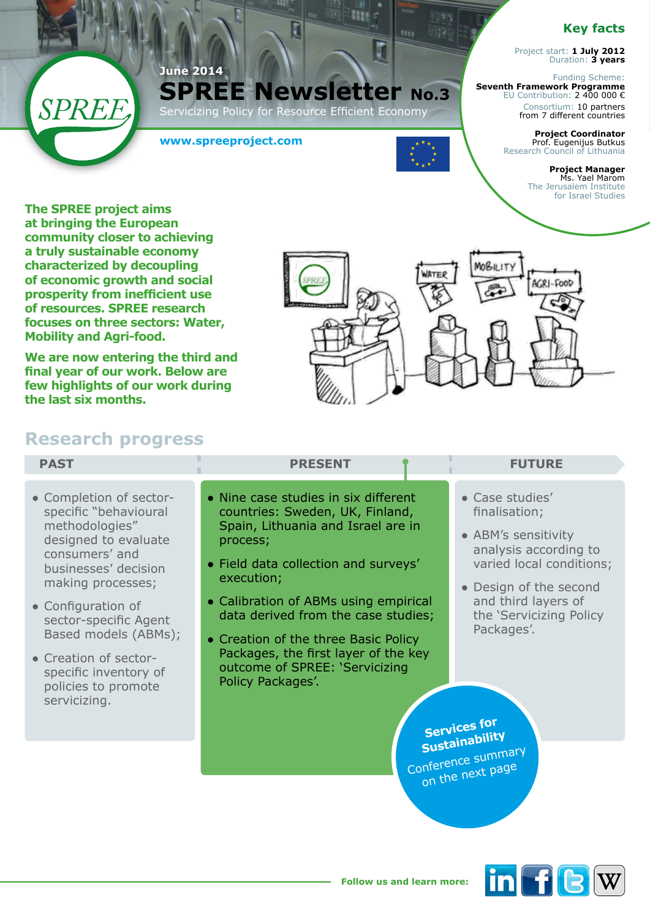June 2014

# SPREE Newsletter No.3

Servicizing Policy for Resource Efficient Economy

www.spreeproject.com

## Key facts

Project start: **1 July 2012**
Duration: **3 years**

Funding Scheme:
**Seventh Framework Programme**
EU Contribution: 2 400 000 €

Consortium: 10 partners
from 7 different countries

**Project Coordinator**
Prof. Eugenijus Butkus
Research Council of Lithuania

**Project Manager**
Ms. Yael Marom
The Jerusalem Institute
for Israel Studies

**The SPREE project aims at bringing the European community closer to achieving a truly sustainable economy characterized by decoupling of economic growth and social prosperity from inefficient use of resources. SPREE research focuses on three sectors: Water, Mobility and Agri-food.**

**We are now entering the third and final year of our work. Below are few highlights of our work during the last six months.**

## Research progress

### PAST

- Completion of sector-specific "behavioural methodologies" designed to evaluate consumers' and businesses' decision making processes;
- Configuration of sector-specific Agent Based models (ABMs);
- Creation of sector-specific inventory of policies to promote servicizing.

### PRESENT

- Nine case studies in six different countries: Sweden, UK, Finland, Spain, Lithuania and Israel are in process;
- Field data collection and surveys' execution;
- Calibration of ABMs using empirical data derived from the case studies;
- Creation of the three Basic Policy Packages, the first layer of the key outcome of SPREE: 'Servicizing Policy Packages'.

### FUTURE

- Case studies' finalisation;
- ABM's sensitivity analysis according to varied local conditions;
- Design of the second and third layers of the 'Servicizing Policy Packages'.

**Services for Sustainability**
Conference summary on the next page

**Follow us and learn more:**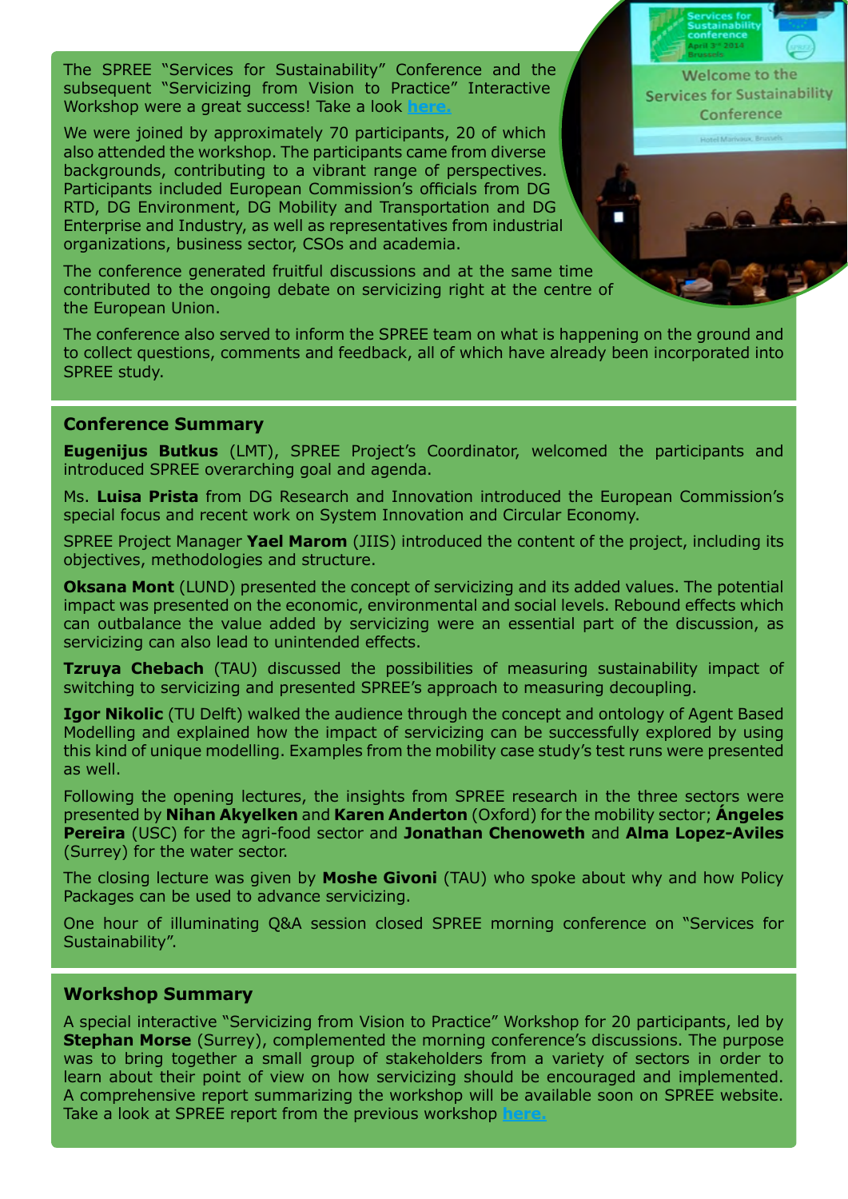The SPREE "Services for Sustainability" Conference and the subsequent "Servicizing from Vision to Practice" Interactive Workshop were a great success! Take a look **here.**

We were joined by approximately 70 participants, 20 of which also attended the workshop. The participants came from diverse backgrounds, contributing to a vibrant range of perspectives. Participants included European Commission's officials from DG RTD, DG Environment, DG Mobility and Transportation and DG Enterprise and Industry, as well as representatives from industrial organizations, business sector, CSOs and academia.

The conference generated fruitful discussions and at the same time contributed to the ongoing debate on servicizing right at the centre of the European Union.

The conference also served to inform the SPREE team on what is happening on the ground and to collect questions, comments and feedback, all of which have already been incorporated into SPREE study.

### Conference Summary

**Eugenijus Butkus** (LMT), SPREE Project's Coordinator, welcomed the participants and introduced SPREE overarching goal and agenda.

Ms. **Luisa Prista** from DG Research and Innovation introduced the European Commission's special focus and recent work on System Innovation and Circular Economy.

SPREE Project Manager **Yael Marom** (JIIS) introduced the content of the project, including its objectives, methodologies and structure.

**Oksana Mont** (LUND) presented the concept of servicizing and its added values. The potential impact was presented on the economic, environmental and social levels. Rebound effects which can outbalance the value added by servicizing were an essential part of the discussion, as servicizing can also lead to unintended effects.

**Tzruya Chebach** (TAU) discussed the possibilities of measuring sustainability impact of switching to servicizing and presented SPREE's approach to measuring decoupling.

**Igor Nikolic** (TU Delft) walked the audience through the concept and ontology of Agent Based Modelling and explained how the impact of servicizing can be successfully explored by using this kind of unique modelling. Examples from the mobility case study's test runs were presented as well.

Following the opening lectures, the insights from SPREE research in the three sectors were presented by **Nihan Akyelken** and **Karen Anderton** (Oxford) for the mobility sector; **Ángeles Pereira** (USC) for the agri-food sector and **Jonathan Chenoweth** and **Alma Lopez-Aviles** (Surrey) for the water sector.

The closing lecture was given by **Moshe Givoni** (TAU) who spoke about why and how Policy Packages can be used to advance servicizing.

One hour of illuminating Q&A session closed SPREE morning conference on "Services for Sustainability".

### Workshop Summary

A special interactive "Servicizing from Vision to Practice" Workshop for 20 participants, led by **Stephan Morse** (Surrey), complemented the morning conference's discussions. The purpose was to bring together a small group of stakeholders from a variety of sectors in order to learn about their point of view on how servicizing should be encouraged and implemented. A comprehensive report summarizing the workshop will be available soon on SPREE website. Take a look at SPREE report from the previous workshop **here.**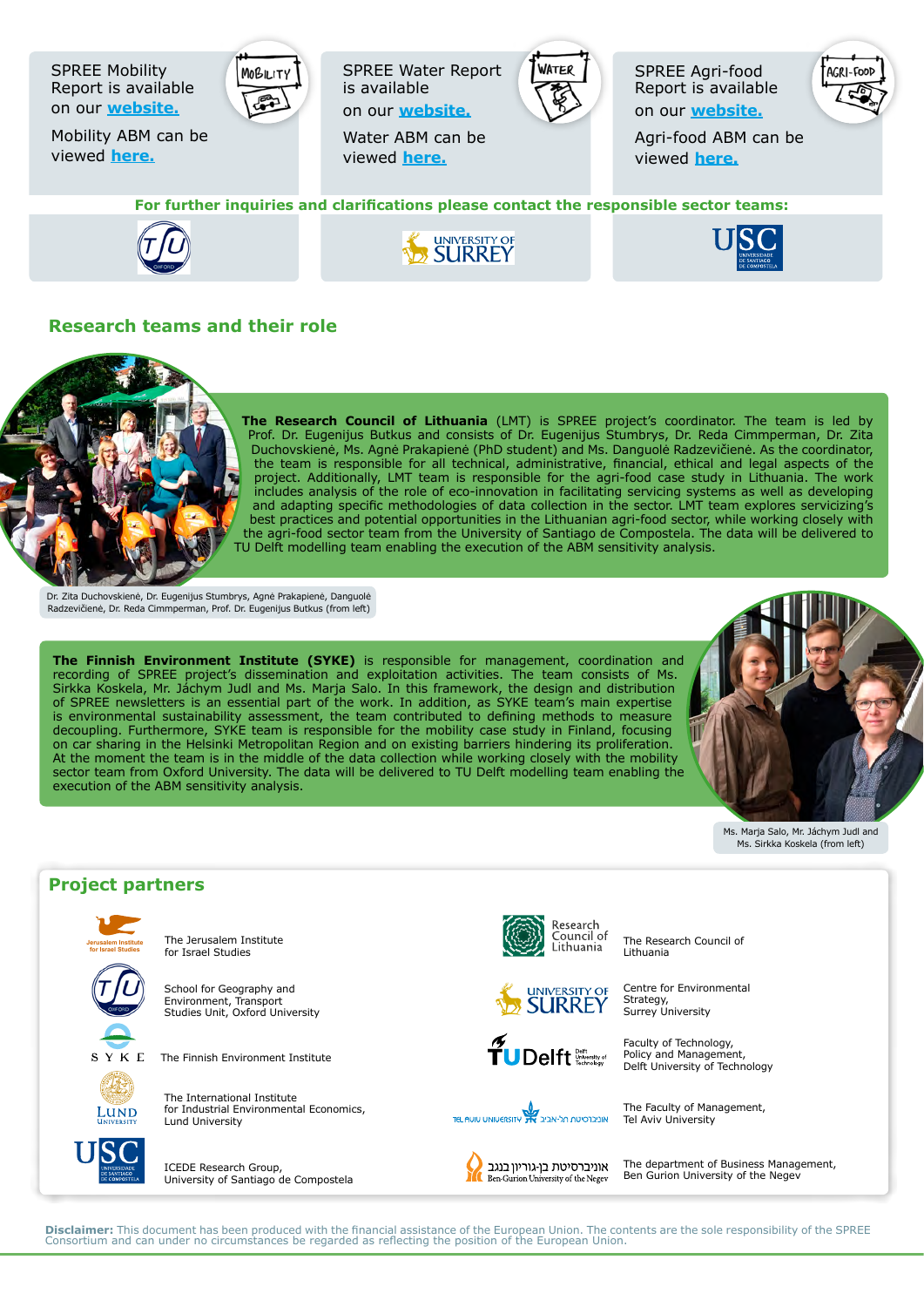SPREE Mobility Report is available on our **website.**

Mobility ABM can be viewed **here.**

SPREE Water Report is available on our **website.**

Water ABM can be viewed **here.**

SPREE Agri-food Report is available on our **website.**

Agri-food ABM can be viewed **here.**

**For further inquiries and clarifications please contact the responsible sector teams:**

## Research teams and their role

**The Research Council of Lithuania** (LMT) is SPREE project's coordinator. The team is led by Prof. Dr. Eugenijus Butkus and consists of Dr. Eugenijus Stumbrys, Dr. Reda Cimmperman, Dr. Zita Duchovskienė, Ms. Agnė Prakapienė (PhD student) and Ms. Danguolė Radzevičienė. As the coordinator, the team is responsible for all technical, administrative, financial, ethical and legal aspects of the project. Additionally, LMT team is responsible for the agri-food case study in Lithuania. The work includes analysis of the role of eco-innovation in facilitating servicing systems as well as developing and adapting specific methodologies of data collection in the sector. LMT team explores servicizing's best practices and potential opportunities in the Lithuanian agri-food sector, while working closely with the agri-food sector team from the University of Santiago de Compostela. The data will be delivered to TU Delft modelling team enabling the execution of the ABM sensitivity analysis.

Dr. Zita Duchovskienė, Dr. Eugenijus Stumbrys, Agnė Prakapienė, Danguolė Radzevičienė, Dr. Reda Cimmperman, Prof. Dr. Eugenijus Butkus (from left)

**The Finnish Environment Institute (SYKE)** is responsible for management, coordination and recording of SPREE project's dissemination and exploitation activities. The team consists of Ms. Sirkka Koskela, Mr. Jáchym Judl and Ms. Marja Salo. In this framework, the design and distribution of SPREE newsletters is an essential part of the work. In addition, as SYKE team's main expertise is environmental sustainability assessment, the team contributed to defining methods to measure decoupling. Furthermore, SYKE team is responsible for the mobility case study in Finland, focusing on car sharing in the Helsinki Metropolitan Region and on existing barriers hindering its proliferation. At the moment the team is in the middle of the data collection while working closely with the mobility sector team from Oxford University. The data will be delivered to TU Delft modelling team enabling the execution of the ABM sensitivity analysis.

Ms. Marja Salo, Mr. Jáchym Judl and Ms. Sirkka Koskela (from left)

## Project partners

- The Jerusalem Institute for Israel Studies
- School for Geography and Environment, Transport Studies Unit, Oxford University
- The Finnish Environment Institute
- The International Institute for Industrial Environmental Economics, Lund University
- ICEDE Research Group, University of Santiago de Compostela
- The Research Council of Lithuania
- Centre for Environmental Strategy, Surrey University
- Faculty of Technology, Policy and Management, Delft University of Technology
- The Faculty of Management, Tel Aviv University
- The department of Business Management, Ben Gurion University of the Negev

**Disclaimer:** This document has been produced with the financial assistance of the European Union. The contents are the sole responsibility of the SPREE Consortium and can under no circumstances be regarded as reflecting the position of the European Union.